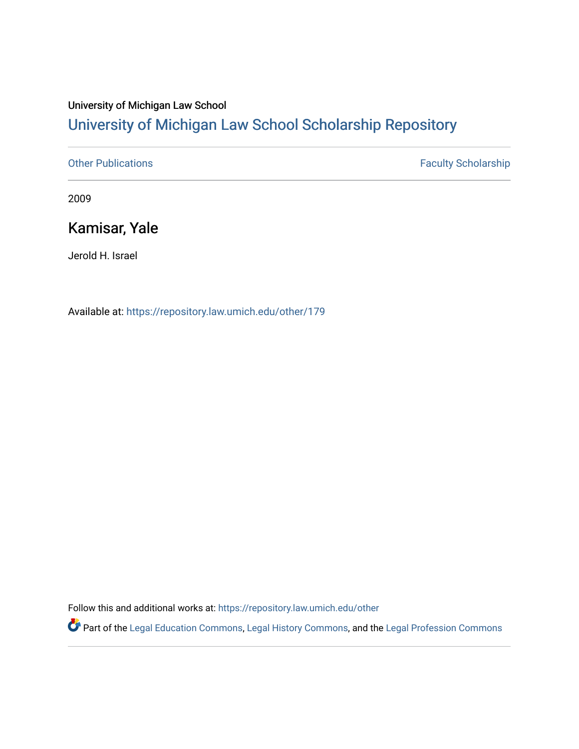University of Michigan Law School

# University of Michigan Law School Scholarship Repository

Other Publications | Faculty Scholarship

2009

## Kamisar, Yale

Jerold H. Israel

Available at: https://repository.law.umich.edu/other/179

Follow this and additional works at: https://repository.law.umich.edu/other

Part of the Legal Education Commons, Legal History Commons, and the Legal Profession Commons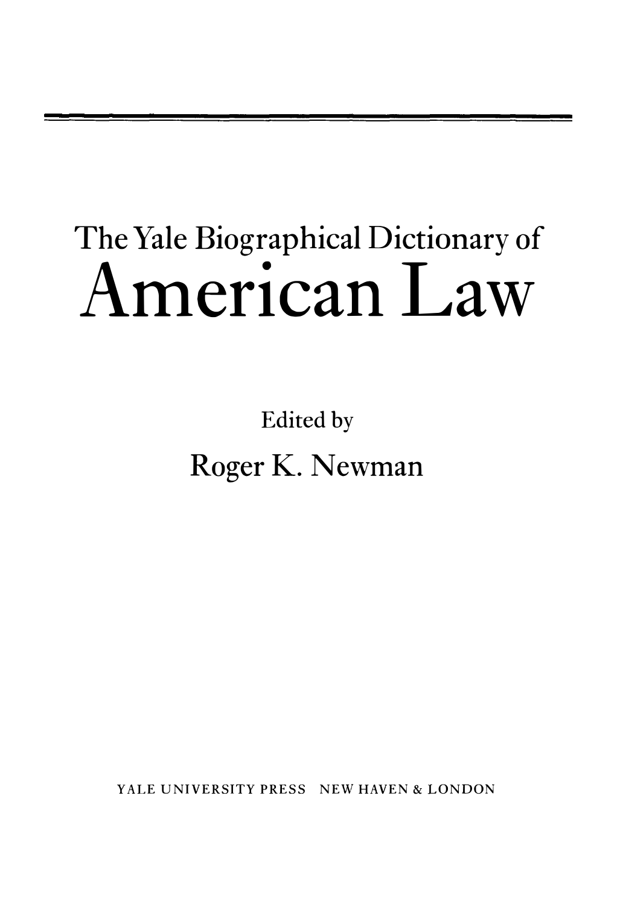# The Yale Biographical Dictionary of American Law

Edited by

Roger K. Newman

YALE UNIVERSITY PRESS NEW HAVEN & LONDON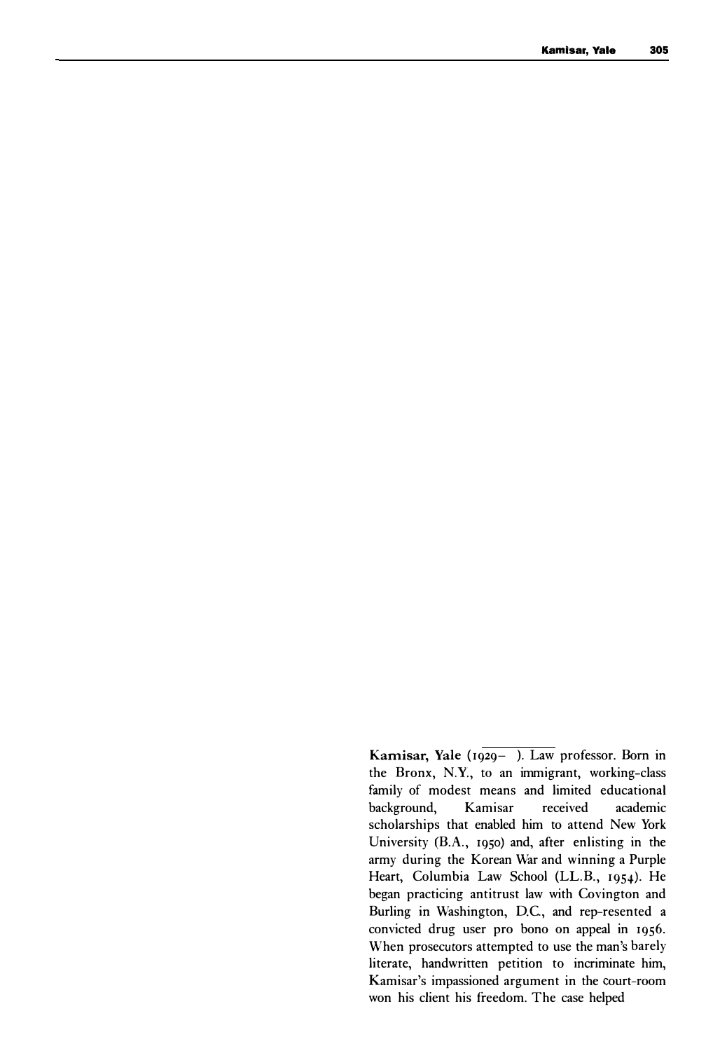**Kamisar, Yale** (1929– ). Law professor. Born in the Bronx, N.Y., to an immigrant, working-class family of modest means and limited educational background, Kamisar received academic scholarships that enabled him to attend New York University (B.A., 1950) and, after enlisting in the army during the Korean War and winning a Purple Heart, Columbia Law School (LL.B., 1954). He began practicing antitrust law with Covington and Burling in Washington, D.C., and rep-resented a convicted drug user pro bono on appeal in 1956. When prosecutors attempted to use the man's barely literate, handwritten petition to incriminate him, Kamisar's impassioned argument in the court-room won his client his freedom. The case helped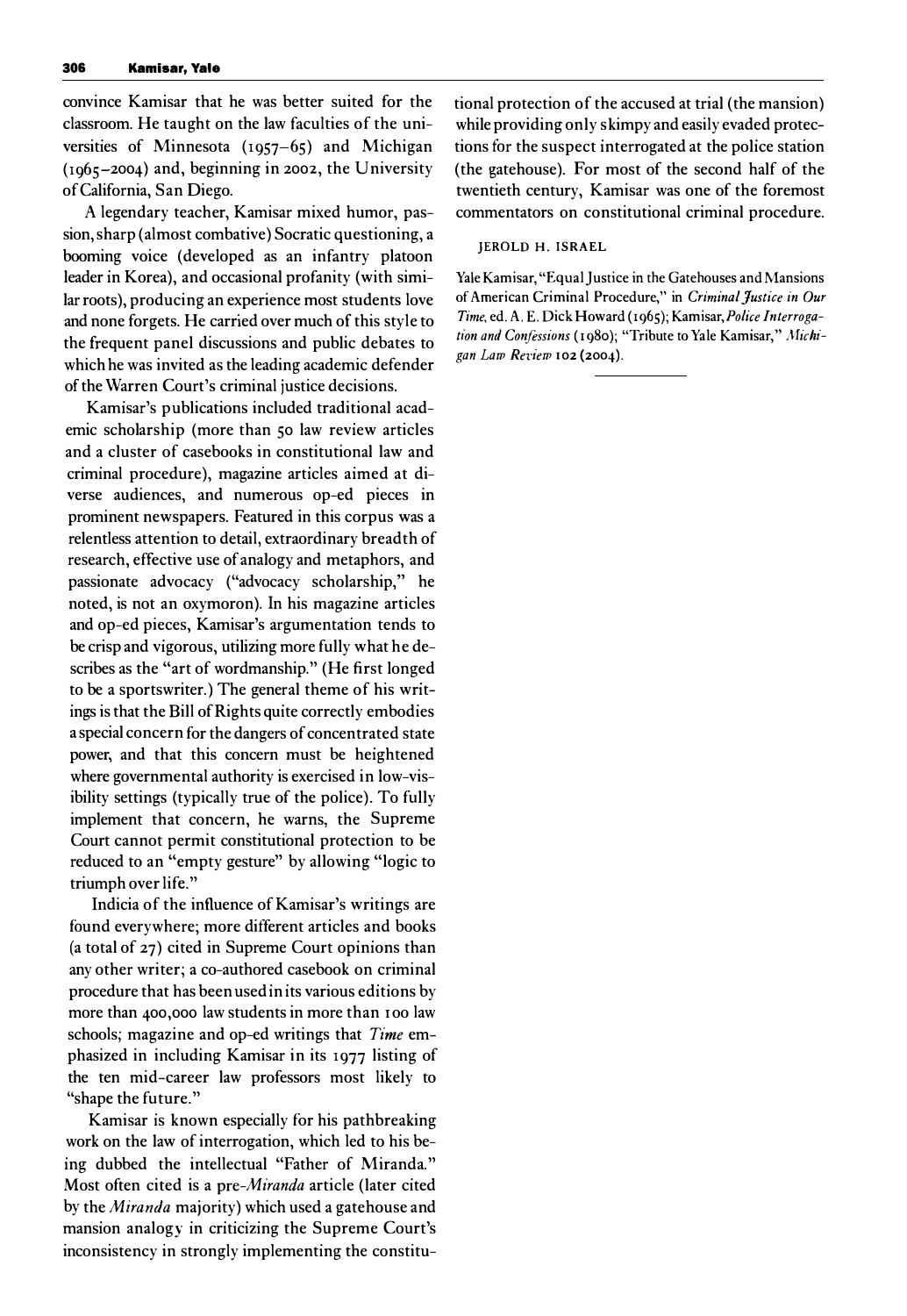convince Kamisar that he was better suited for the classroom. He taught on the law faculties of the universities of Minnesota (1957–65) and Michigan (1965–2004) and, beginning in 2002, the University of California, San Diego.

A legendary teacher, Kamisar mixed humor, passion, sharp (almost combative) Socratic questioning, a booming voice (developed as an infantry platoon leader in Korea), and occasional profanity (with similar roots), producing an experience most students love and none forgets. He carried over much of this style to the frequent panel discussions and public debates to which he was invited as the leading academic defender of the Warren Court's criminal justice decisions.

Kamisar's publications included traditional academic scholarship (more than 50 law review articles and a cluster of casebooks in constitutional law and criminal procedure), magazine articles aimed at diverse audiences, and numerous op-ed pieces in prominent newspapers. Featured in this corpus was a relentless attention to detail, extraordinary breadth of research, effective use of analogy and metaphors, and passionate advocacy ("advocacy scholarship," he noted, is not an oxymoron). In his magazine articles and op-ed pieces, Kamisar's argumentation tends to be crisp and vigorous, utilizing more fully what he describes as the "art of wordmanship." (He first longed to be a sportswriter.) The general theme of his writings is that the Bill of Rights quite correctly embodies a special concern for the dangers of concentrated state power, and that this concern must be heightened where governmental authority is exercised in low-visibility settings (typically true of the police). To fully implement that concern, he warns, the Supreme Court cannot permit constitutional protection to be reduced to an "empty gesture" by allowing "logic to triumph over life."

Indicia of the influence of Kamisar's writings are found everywhere; more different articles and books (a total of 27) cited in Supreme Court opinions than any other writer; a co-authored casebook on criminal procedure that has been used in its various editions by more than 400,000 law students in more than 100 law schools; magazine and op-ed writings that *Time* emphasized in including Kamisar in its 1977 listing of the ten mid-career law professors most likely to "shape the future."

Kamisar is known especially for his pathbreaking work on the law of interrogation, which led to his being dubbed the intellectual "Father of Miranda." Most often cited is a pre-*Miranda* article (later cited by the *Miranda* majority) which used a gatehouse and mansion analogy in criticizing the Supreme Court's inconsistency in strongly implementing the constitutional protection of the accused at trial (the mansion) while providing only skimpy and easily evaded protections for the suspect interrogated at the police station (the gatehouse). For most of the second half of the twentieth century, Kamisar was one of the foremost commentators on constitutional criminal procedure.

JEROLD H. ISRAEL

Yale Kamisar, "Equal Justice in the Gatehouses and Mansions of American Criminal Procedure," in *Criminal Justice in Our Time*, ed. A. E. Dick Howard (1965); Kamisar, *Police Interrogation and Confessions* (1980); "Tribute to Yale Kamisar," *Michigan Law Review* 102 (2004).